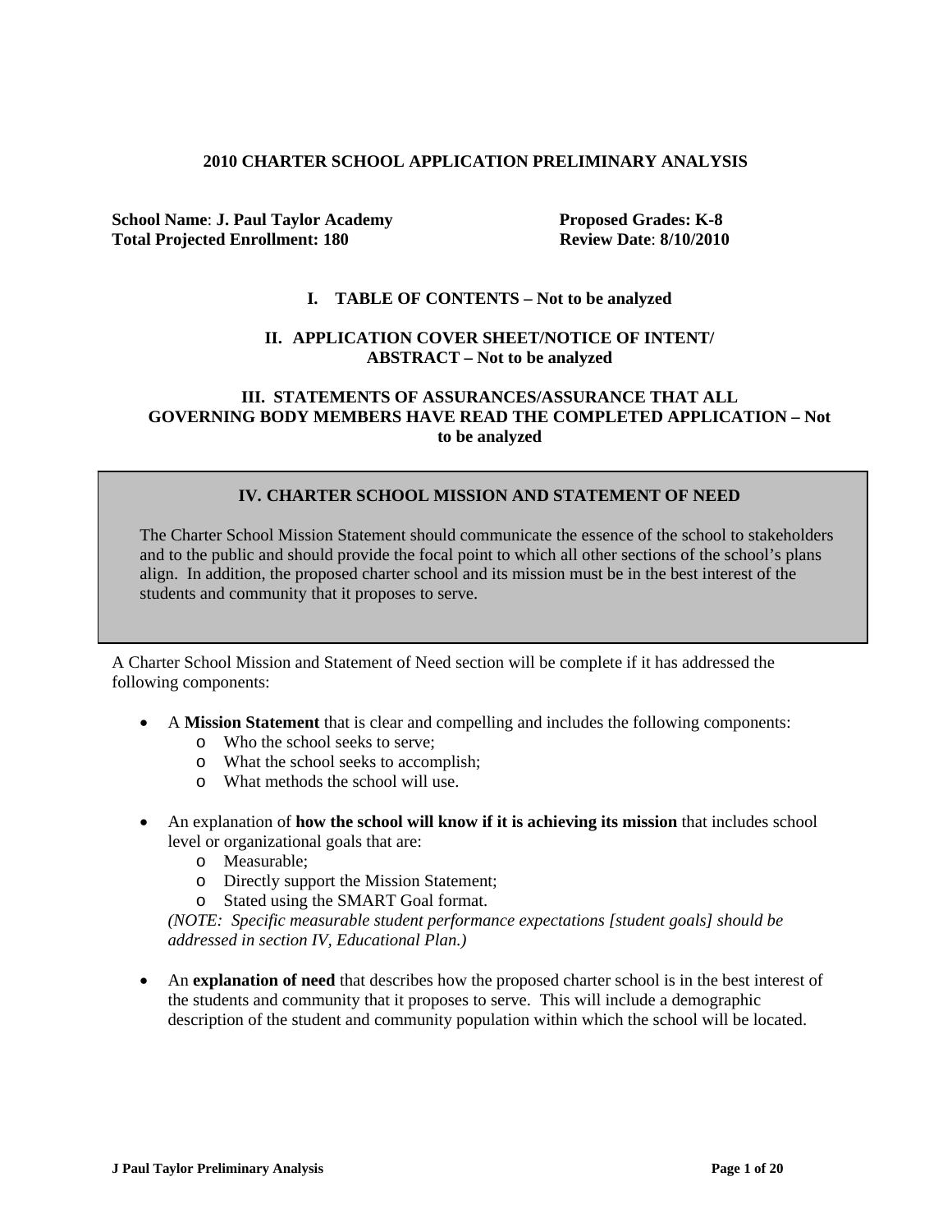# 2010 CHARTER SCHOOL APPLICATION PRELIMINARY ANALYSIS

**School Name**: **J. Paul Taylor Academy** | **Proposed Grades: K-8**
**Total Projected Enrollment: 180** | **Review Date**: **8/10/2010**

## I. TABLE OF CONTENTS – Not to be analyzed

## II. APPLICATION COVER SHEET/NOTICE OF INTENT/ ABSTRACT – Not to be analyzed

## III. STATEMENTS OF ASSURANCES/ASSURANCE THAT ALL GOVERNING BODY MEMBERS HAVE READ THE COMPLETED APPLICATION – Not to be analyzed

## IV. CHARTER SCHOOL MISSION AND STATEMENT OF NEED

The Charter School Mission Statement should communicate the essence of the school to stakeholders and to the public and should provide the focal point to which all other sections of the school's plans align. In addition, the proposed charter school and its mission must be in the best interest of the students and community that it proposes to serve.

A Charter School Mission and Statement of Need section will be complete if it has addressed the following components:

- A **Mission Statement** that is clear and compelling and includes the following components:
  - Who the school seeks to serve;
  - What the school seeks to accomplish;
  - What methods the school will use.
- An explanation of **how the school will know if it is achieving its mission** that includes school level or organizational goals that are:
  - Measurable;
  - Directly support the Mission Statement;
  - Stated using the SMART Goal format.

  *(NOTE: Specific measurable student performance expectations [student goals] should be addressed in section IV, Educational Plan.)*
- An **explanation of need** that describes how the proposed charter school is in the best interest of the students and community that it proposes to serve. This will include a demographic description of the student and community population within which the school will be located.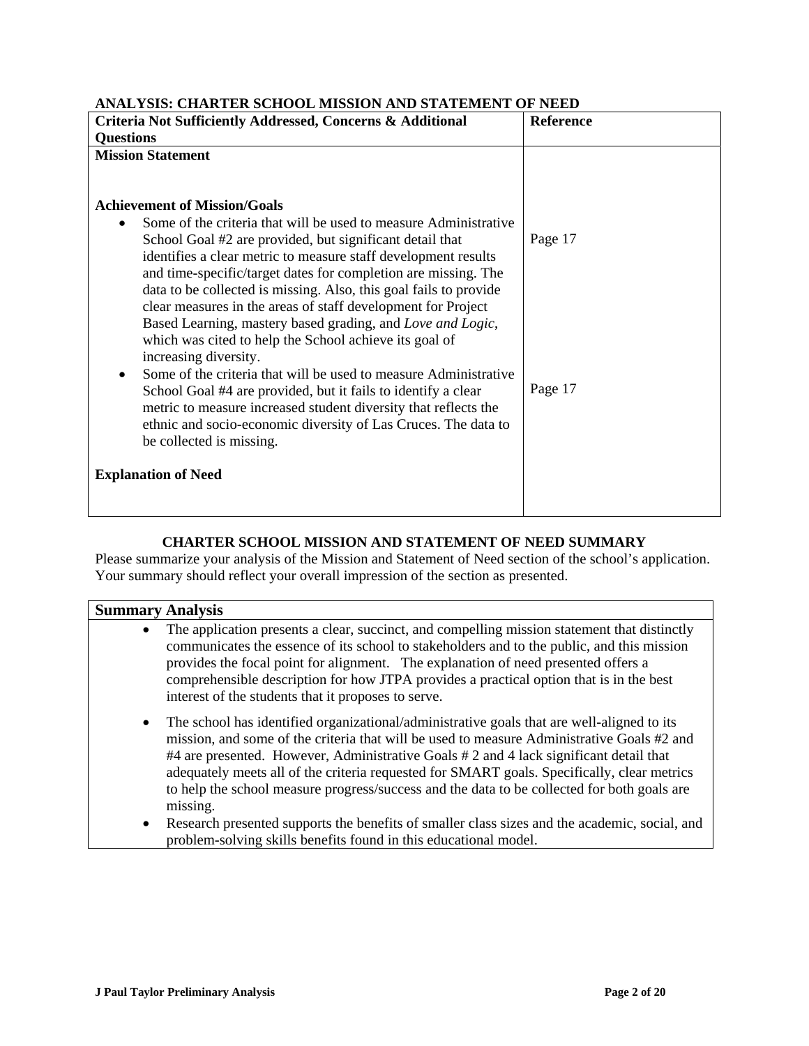## ANALYSIS: CHARTER SCHOOL MISSION AND STATEMENT OF NEED

| Criteria Not Sufficiently Addressed, Concerns & Additional Questions | Reference |
|---|---|
| **Mission Statement** | |
| **Achievement of Mission/Goals** | |
| • Some of the criteria that will be used to measure Administrative School Goal #2 are provided, but significant detail that identifies a clear metric to measure staff development results and time-specific/target dates for completion are missing. The data to be collected is missing. Also, this goal fails to provide clear measures in the areas of staff development for Project Based Learning, mastery based grading, and *Love and Logic*, which was cited to help the School achieve its goal of increasing diversity. | Page 17 |
| • Some of the criteria that will be used to measure Administrative School Goal #4 are provided, but it fails to identify a clear metric to measure increased student diversity that reflects the ethnic and socio-economic diversity of Las Cruces. The data to be collected is missing. | Page 17 |
| **Explanation of Need** | |

### CHARTER SCHOOL MISSION AND STATEMENT OF NEED SUMMARY

Please summarize your analysis of the Mission and Statement of Need section of the school's application. Your summary should reflect your overall impression of the section as presented.

| Summary Analysis |
|---|
| • The application presents a clear, succinct, and compelling mission statement that distinctly communicates the essence of its school to stakeholders and to the public, and this mission provides the focal point for alignment. The explanation of need presented offers a comprehensible description for how JTPA provides a practical option that is in the best interest of the students that it proposes to serve. |
| • The school has identified organizational/administrative goals that are well-aligned to its mission, and some of the criteria that will be used to measure Administrative Goals #2 and #4 are presented. However, Administrative Goals # 2 and 4 lack significant detail that adequately meets all of the criteria requested for SMART goals. Specifically, clear metrics to help the school measure progress/success and the data to be collected for both goals are missing. |
| • Research presented supports the benefits of smaller class sizes and the academic, social, and problem-solving skills benefits found in this educational model. |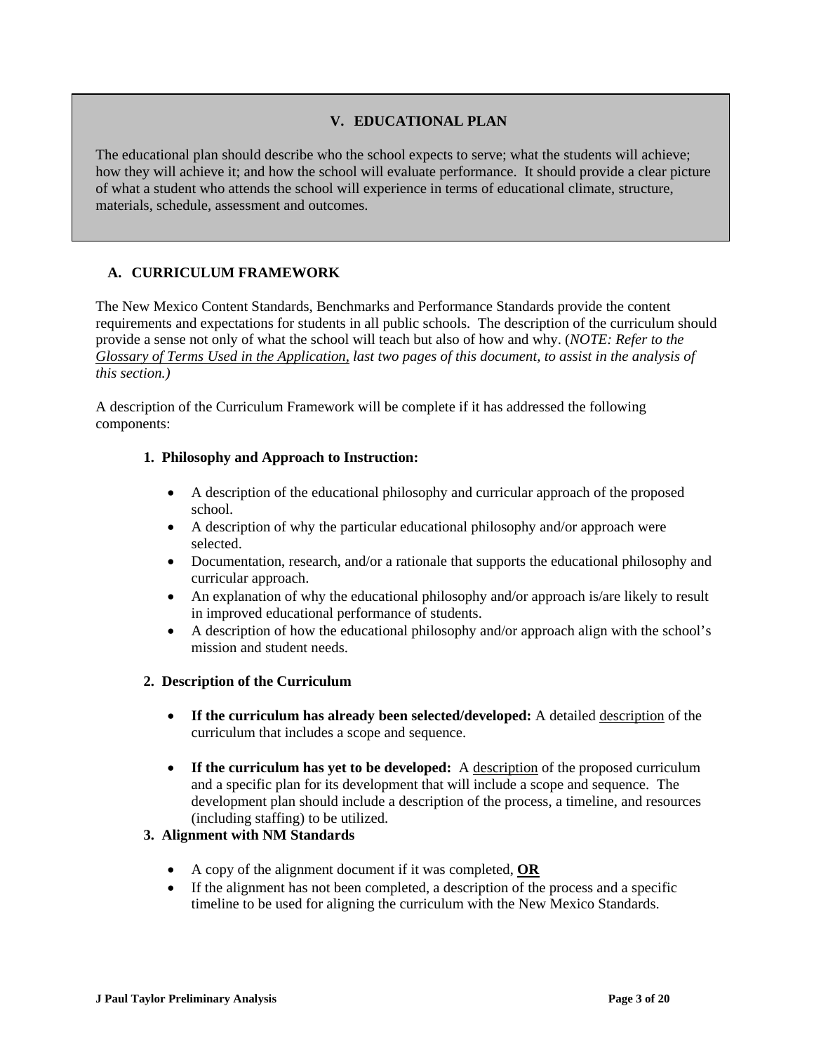## V. EDUCATIONAL PLAN

The educational plan should describe who the school expects to serve; what the students will achieve; how they will achieve it; and how the school will evaluate performance. It should provide a clear picture of what a student who attends the school will experience in terms of educational climate, structure, materials, schedule, assessment and outcomes.

### A. CURRICULUM FRAMEWORK

The New Mexico Content Standards, Benchmarks and Performance Standards provide the content requirements and expectations for students in all public schools. The description of the curriculum should provide a sense not only of what the school will teach but also of how and why. (*NOTE: Refer to the <u>Glossary of Terms Used in the Application,</u> last two pages of this document, to assist in the analysis of this section.)*

A description of the Curriculum Framework will be complete if it has addressed the following components:

**1. Philosophy and Approach to Instruction:**

- A description of the educational philosophy and curricular approach of the proposed school.
- A description of why the particular educational philosophy and/or approach were selected.
- Documentation, research, and/or a rationale that supports the educational philosophy and curricular approach.
- An explanation of why the educational philosophy and/or approach is/are likely to result in improved educational performance of students.
- A description of how the educational philosophy and/or approach align with the school's mission and student needs.

**2. Description of the Curriculum**

- **If the curriculum has already been selected/developed:** A detailed <u>description</u> of the curriculum that includes a scope and sequence.

- **If the curriculum has yet to be developed:** A <u>description</u> of the proposed curriculum and a specific plan for its development that will include a scope and sequence. The development plan should include a description of the process, a timeline, and resources (including staffing) to be utilized.

**3. Alignment with NM Standards**

- A copy of the alignment document if it was completed, <u>**OR**</u>
- If the alignment has not been completed, a description of the process and a specific timeline to be used for aligning the curriculum with the New Mexico Standards.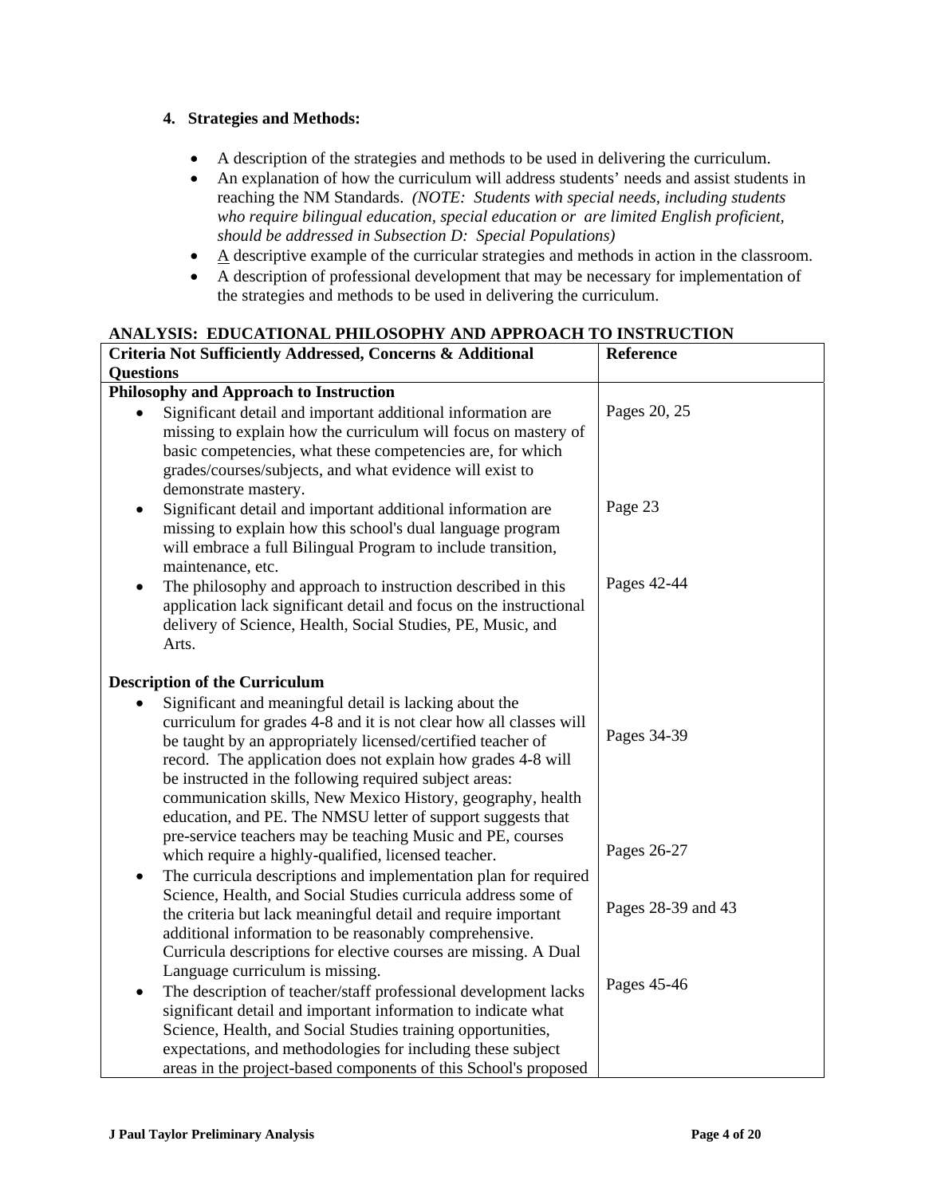**4. Strategies and Methods:**

- A description of the strategies and methods to be used in delivering the curriculum.
- An explanation of how the curriculum will address students' needs and assist students in reaching the NM Standards. *(NOTE: Students with special needs, including students who require bilingual education, special education or are limited English proficient, should be addressed in Subsection D: Special Populations)*
- A descriptive example of the curricular strategies and methods in action in the classroom.
- A description of professional development that may be necessary for implementation of the strategies and methods to be used in delivering the curriculum.

**ANALYSIS: EDUCATIONAL PHILOSOPHY AND APPROACH TO INSTRUCTION**

| Criteria Not Sufficiently Addressed, Concerns & Additional Questions | Reference |
|---|---|
| **Philosophy and Approach to Instruction** | |
| • Significant detail and important additional information are missing to explain how the curriculum will focus on mastery of basic competencies, what these competencies are, for which grades/courses/subjects, and what evidence will exist to demonstrate mastery. | Pages 20, 25 |
| • Significant detail and important additional information are missing to explain how this school's dual language program will embrace a full Bilingual Program to include transition, maintenance, etc. | Page 23 |
| • The philosophy and approach to instruction described in this application lack significant detail and focus on the instructional delivery of Science, Health, Social Studies, PE, Music, and Arts. | Pages 42-44 |
| **Description of the Curriculum** | |
| • Significant and meaningful detail is lacking about the curriculum for grades 4-8 and it is not clear how all classes will be taught by an appropriately licensed/certified teacher of record. The application does not explain how grades 4-8 will be instructed in the following required subject areas: communication skills, New Mexico History, geography, health education, and PE. The NMSU letter of support suggests that pre-service teachers may be teaching Music and PE, courses which require a highly-qualified, licensed teacher. | Pages 34-39<br><br>Pages 26-27 |
| • The curricula descriptions and implementation plan for required Science, Health, and Social Studies curricula address some of the criteria but lack meaningful detail and require important additional information to be reasonably comprehensive. Curricula descriptions for elective courses are missing. A Dual Language curriculum is missing. | Pages 28-39 and 43 |
| • The description of teacher/staff professional development lacks significant detail and important information to indicate what Science, Health, and Social Studies training opportunities, expectations, and methodologies for including these subject areas in the project-based components of this School's proposed | Pages 45-46 |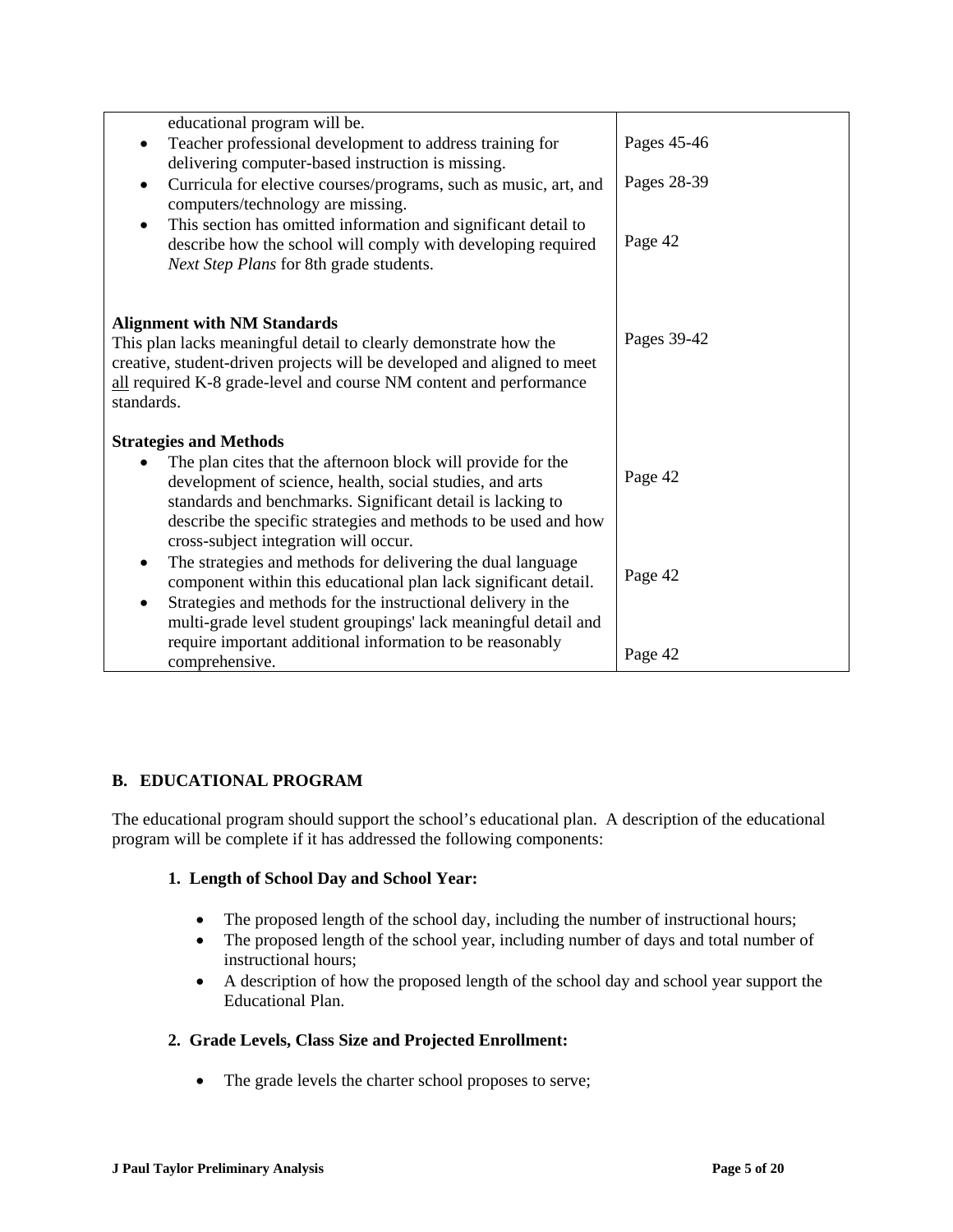| | |
|---|---|
| educational program will be.<br>• Teacher professional development to address training for delivering computer-based instruction is missing.<br>• Curricula for elective courses/programs, such as music, art, and computers/technology are missing.<br>• This section has omitted information and significant detail to describe how the school will comply with developing required *Next Step Plans* for 8th grade students. | Pages 45-46<br><br>Pages 28-39<br><br>Page 42 |
| **Alignment with NM Standards**<br>This plan lacks meaningful detail to clearly demonstrate how the creative, student-driven projects will be developed and aligned to meet <u>all</u> required K-8 grade-level and course NM content and performance standards. | Pages 39-42 |
| **Strategies and Methods**<br>• The plan cites that the afternoon block will provide for the development of science, health, social studies, and arts standards and benchmarks. Significant detail is lacking to describe the specific strategies and methods to be used and how cross-subject integration will occur.<br>• The strategies and methods for delivering the dual language component within this educational plan lack significant detail.<br>• Strategies and methods for the instructional delivery in the multi-grade level student groupings' lack meaningful detail and require important additional information to be reasonably comprehensive. | Page 42<br><br>Page 42<br><br>Page 42 |

## B. EDUCATIONAL PROGRAM

The educational program should support the school's educational plan. A description of the educational program will be complete if it has addressed the following components:

### 1. Length of School Day and School Year:

- The proposed length of the school day, including the number of instructional hours;
- The proposed length of the school year, including number of days and total number of instructional hours;
- A description of how the proposed length of the school day and school year support the Educational Plan.

### 2. Grade Levels, Class Size and Projected Enrollment:

- The grade levels the charter school proposes to serve;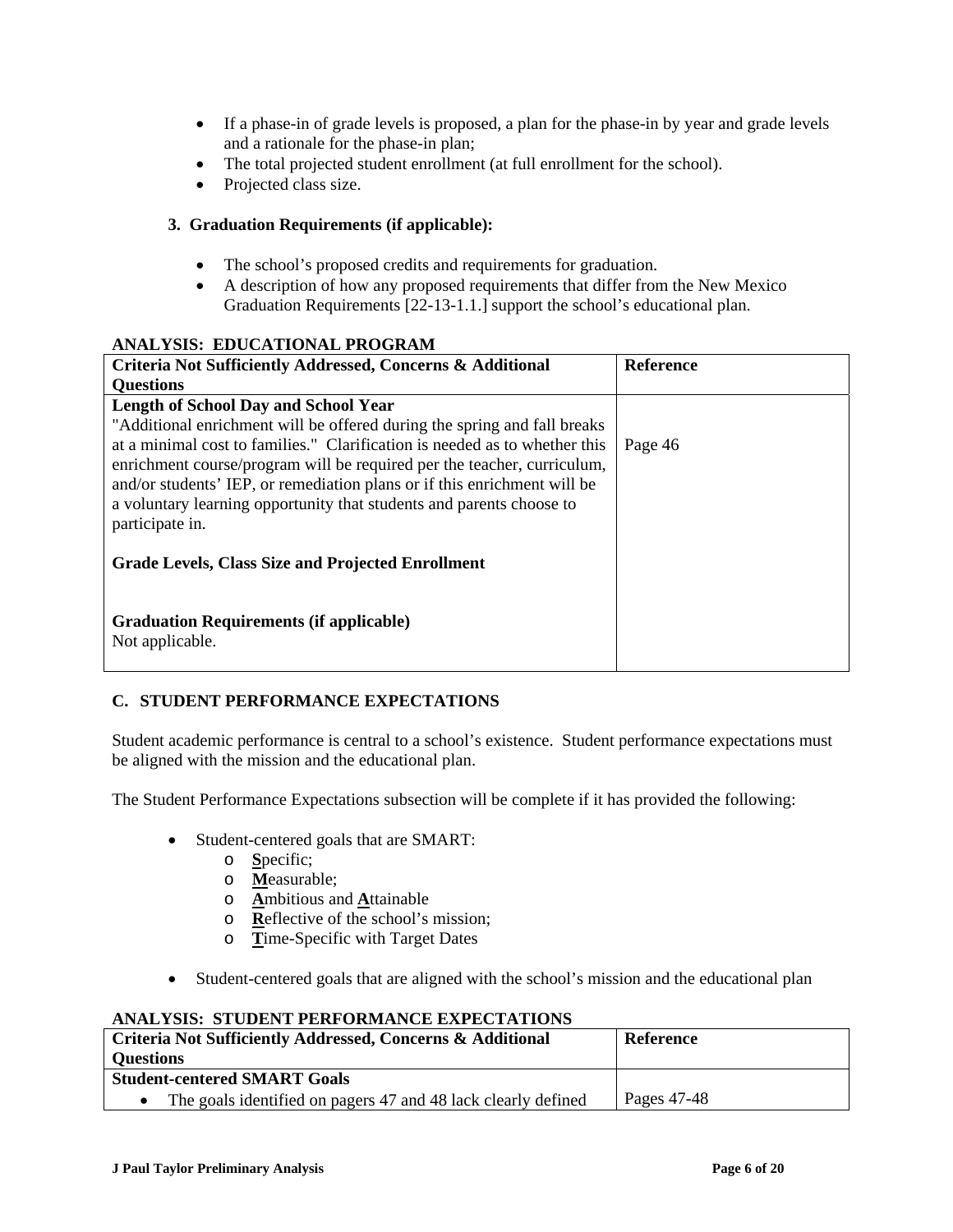- If a phase-in of grade levels is proposed, a plan for the phase-in by year and grade levels and a rationale for the phase-in plan;
- The total projected student enrollment (at full enrollment for the school).
- Projected class size.

**3. Graduation Requirements (if applicable):**

- The school's proposed credits and requirements for graduation.
- A description of how any proposed requirements that differ from the New Mexico Graduation Requirements [22-13-1.1.] support the school's educational plan.

**ANALYSIS: EDUCATIONAL PROGRAM**

| Criteria Not Sufficiently Addressed, Concerns & Additional Questions | Reference |
|---|---|
| **Length of School Day and School Year**<br>"Additional enrichment will be offered during the spring and fall breaks at a minimal cost to families." Clarification is needed as to whether this enrichment course/program will be required per the teacher, curriculum, and/or students' IEP, or remediation plans or if this enrichment will be a voluntary learning opportunity that students and parents choose to participate in.<br><br>**Grade Levels, Class Size and Projected Enrollment**<br><br>**Graduation Requirements (if applicable)**<br>Not applicable. | Page 46 |

## C. STUDENT PERFORMANCE EXPECTATIONS

Student academic performance is central to a school's existence. Student performance expectations must be aligned with the mission and the educational plan.

The Student Performance Expectations subsection will be complete if it has provided the following:

- Student-centered goals that are SMART:
  - **S**pecific;
  - **M**easurable;
  - **A**mbitious and **A**ttainable
  - **R**eflective of the school's mission;
  - **T**ime-Specific with Target Dates
- Student-centered goals that are aligned with the school's mission and the educational plan

**ANALYSIS: STUDENT PERFORMANCE EXPECTATIONS**

| Criteria Not Sufficiently Addressed, Concerns & Additional Questions | Reference |
|---|---|
| **Student-centered SMART Goals** | |
| • The goals identified on pagers 47 and 48 lack clearly defined | Pages 47-48 |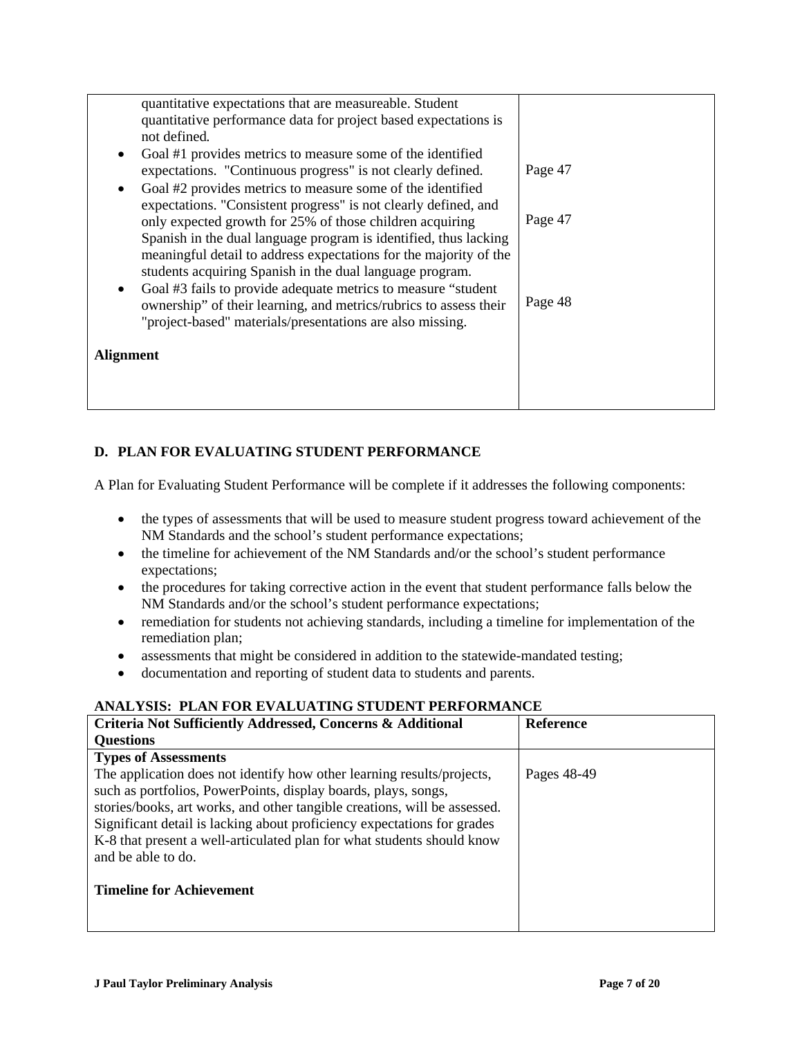| | |
|---|---|
| quantitative expectations that are measureable. Student quantitative performance data for project based expectations is not defined.<br>• Goal #1 provides metrics to measure some of the identified expectations. "Continuous progress" is not clearly defined.<br>• Goal #2 provides metrics to measure some of the identified expectations. "Consistent progress" is not clearly defined, and only expected growth for 25% of those children acquiring Spanish in the dual language program is identified, thus lacking meaningful detail to address expectations for the majority of the students acquiring Spanish in the dual language program.<br>• Goal #3 fails to provide adequate metrics to measure "student ownership" of their learning, and metrics/rubrics to assess their "project-based" materials/presentations are also missing.<br><br>**Alignment** | <br><br>Page 47<br><br>Page 47<br><br><br><br>Page 48 |

## D. PLAN FOR EVALUATING STUDENT PERFORMANCE

A Plan for Evaluating Student Performance will be complete if it addresses the following components:

- the types of assessments that will be used to measure student progress toward achievement of the NM Standards and the school's student performance expectations;
- the timeline for achievement of the NM Standards and/or the school's student performance expectations;
- the procedures for taking corrective action in the event that student performance falls below the NM Standards and/or the school's student performance expectations;
- remediation for students not achieving standards, including a timeline for implementation of the remediation plan;
- assessments that might be considered in addition to the statewide-mandated testing;
- documentation and reporting of student data to students and parents.

**ANALYSIS: PLAN FOR EVALUATING STUDENT PERFORMANCE**

| Criteria Not Sufficiently Addressed, Concerns & Additional Questions | Reference |
|---|---|
| **Types of Assessments**<br>The application does not identify how other learning results/projects, such as portfolios, PowerPoints, display boards, plays, songs, stories/books, art works, and other tangible creations, will be assessed. Significant detail is lacking about proficiency expectations for grades K-8 that present a well-articulated plan for what students should know and be able to do.<br><br>**Timeline for Achievement** | Pages 48-49 |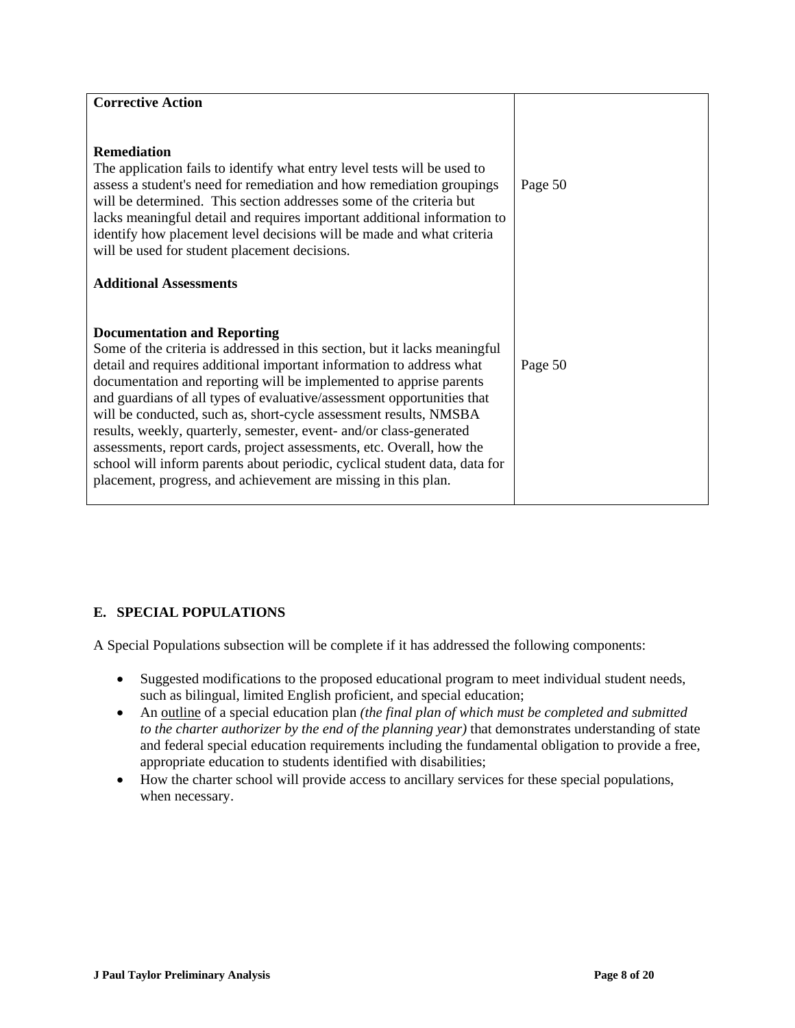| | |
|---|---|
| **Corrective Action** | |
| **Remediation**<br>The application fails to identify what entry level tests will be used to assess a student's need for remediation and how remediation groupings will be determined. This section addresses some of the criteria but lacks meaningful detail and requires important additional information to identify how placement level decisions will be made and what criteria will be used for student placement decisions. | Page 50 |
| **Additional Assessments** | |
| **Documentation and Reporting**<br>Some of the criteria is addressed in this section, but it lacks meaningful detail and requires additional important information to address what documentation and reporting will be implemented to apprise parents and guardians of all types of evaluative/assessment opportunities that will be conducted, such as, short-cycle assessment results, NMSBA results, weekly, quarterly, semester, event- and/or class-generated assessments, report cards, project assessments, etc. Overall, how the school will inform parents about periodic, cyclical student data, data for placement, progress, and achievement are missing in this plan. | Page 50 |

## E. SPECIAL POPULATIONS

A Special Populations subsection will be complete if it has addressed the following components:

- Suggested modifications to the proposed educational program to meet individual student needs, such as bilingual, limited English proficient, and special education;
- An outline of a special education plan *(the final plan of which must be completed and submitted to the charter authorizer by the end of the planning year)* that demonstrates understanding of state and federal special education requirements including the fundamental obligation to provide a free, appropriate education to students identified with disabilities;
- How the charter school will provide access to ancillary services for these special populations, when necessary.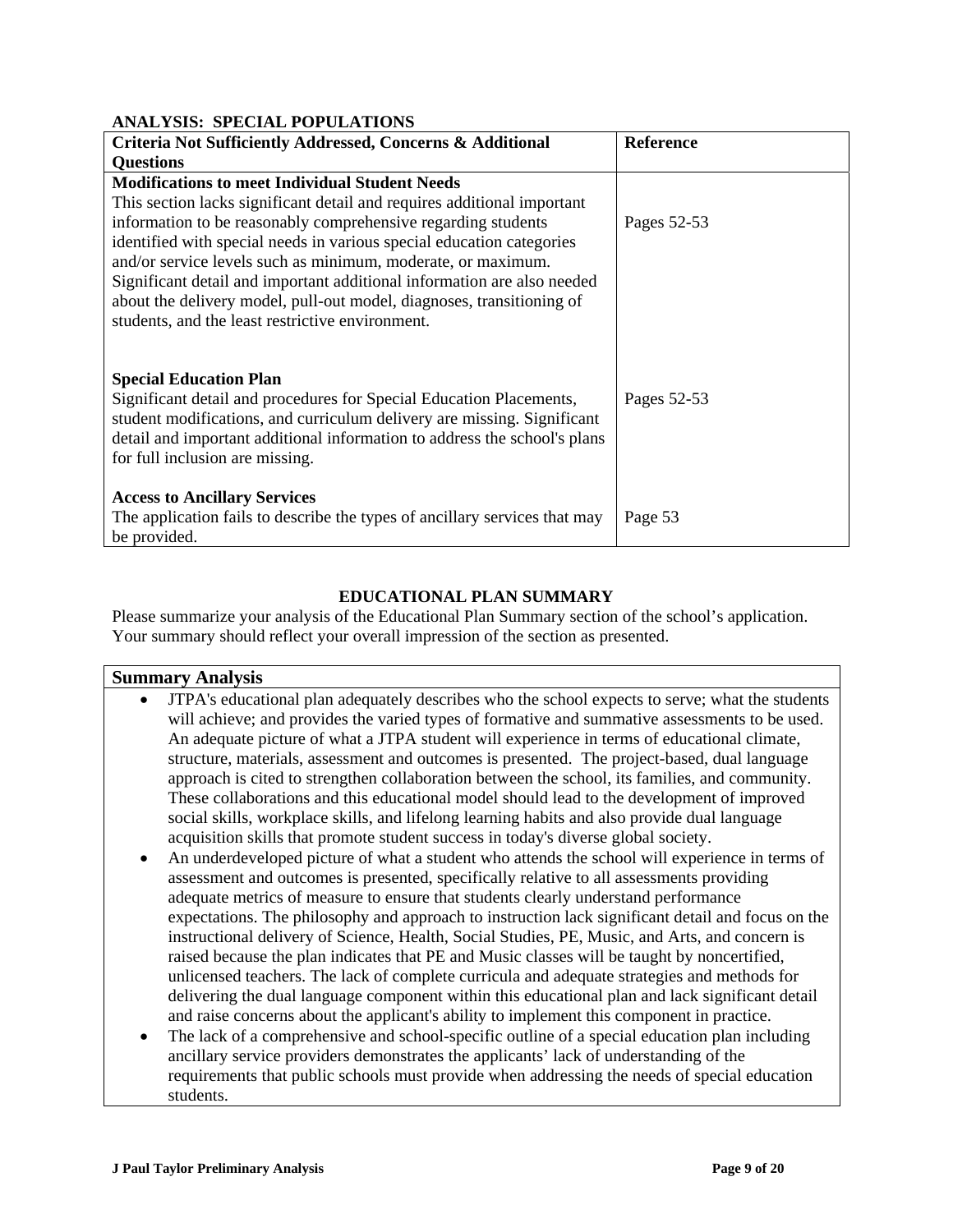## ANALYSIS: SPECIAL POPULATIONS

| Criteria Not Sufficiently Addressed, Concerns & Additional Questions | Reference |
|---|---|
| **Modifications to meet Individual Student Needs** This section lacks significant detail and requires additional important information to be reasonably comprehensive regarding students identified with special needs in various special education categories and/or service levels such as minimum, moderate, or maximum. Significant detail and important additional information are also needed about the delivery model, pull-out model, diagnoses, transitioning of students, and the least restrictive environment. | Pages 52-53 |
| **Special Education Plan** Significant detail and procedures for Special Education Placements, student modifications, and curriculum delivery are missing. Significant detail and important additional information to address the school's plans for full inclusion are missing. | Pages 52-53 |
| **Access to Ancillary Services** The application fails to describe the types of ancillary services that may be provided. | Page 53 |

## EDUCATIONAL PLAN SUMMARY

Please summarize your analysis of the Educational Plan Summary section of the school's application. Your summary should reflect your overall impression of the section as presented.

**Summary Analysis**

- JTPA's educational plan adequately describes who the school expects to serve; what the students will achieve; and provides the varied types of formative and summative assessments to be used. An adequate picture of what a JTPA student will experience in terms of educational climate, structure, materials, assessment and outcomes is presented. The project-based, dual language approach is cited to strengthen collaboration between the school, its families, and community. These collaborations and this educational model should lead to the development of improved social skills, workplace skills, and lifelong learning habits and also provide dual language acquisition skills that promote student success in today's diverse global society.
- An underdeveloped picture of what a student who attends the school will experience in terms of assessment and outcomes is presented, specifically relative to all assessments providing adequate metrics of measure to ensure that students clearly understand performance expectations. The philosophy and approach to instruction lack significant detail and focus on the instructional delivery of Science, Health, Social Studies, PE, Music, and Arts, and concern is raised because the plan indicates that PE and Music classes will be taught by noncertified, unlicensed teachers. The lack of complete curricula and adequate strategies and methods for delivering the dual language component within this educational plan and lack significant detail and raise concerns about the applicant's ability to implement this component in practice.
- The lack of a comprehensive and school-specific outline of a special education plan including ancillary service providers demonstrates the applicants' lack of understanding of the requirements that public schools must provide when addressing the needs of special education students.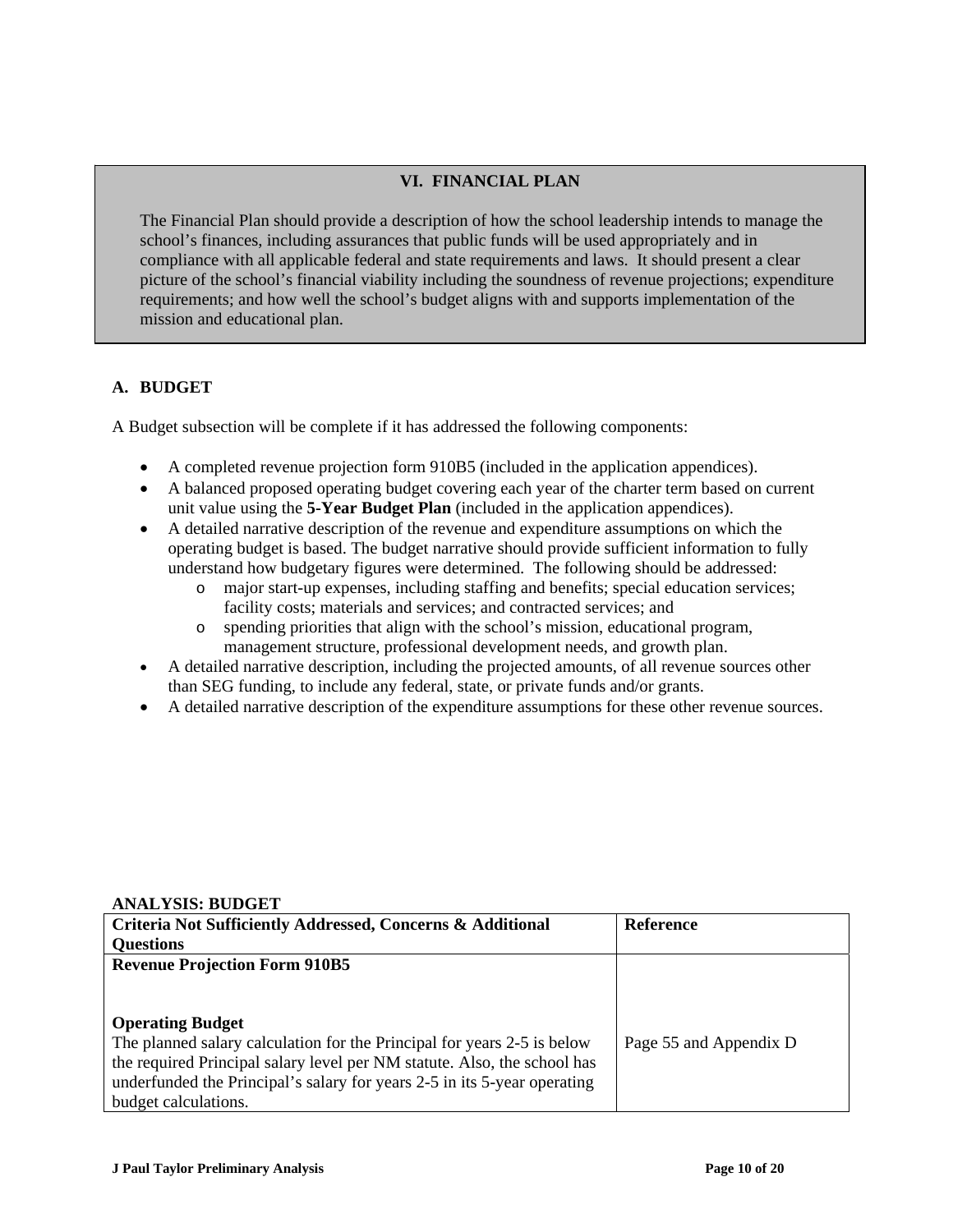## VI. FINANCIAL PLAN

The Financial Plan should provide a description of how the school leadership intends to manage the school's finances, including assurances that public funds will be used appropriately and in compliance with all applicable federal and state requirements and laws. It should present a clear picture of the school's financial viability including the soundness of revenue projections; expenditure requirements; and how well the school's budget aligns with and supports implementation of the mission and educational plan.

### A. BUDGET

A Budget subsection will be complete if it has addressed the following components:

- A completed revenue projection form 910B5 (included in the application appendices).
- A balanced proposed operating budget covering each year of the charter term based on current unit value using the **5-Year Budget Plan** (included in the application appendices).
- A detailed narrative description of the revenue and expenditure assumptions on which the operating budget is based. The budget narrative should provide sufficient information to fully understand how budgetary figures were determined. The following should be addressed:
  - major start-up expenses, including staffing and benefits; special education services; facility costs; materials and services; and contracted services; and
  - spending priorities that align with the school's mission, educational program, management structure, professional development needs, and growth plan.
- A detailed narrative description, including the projected amounts, of all revenue sources other than SEG funding, to include any federal, state, or private funds and/or grants.
- A detailed narrative description of the expenditure assumptions for these other revenue sources.

**ANALYSIS: BUDGET**

| Criteria Not Sufficiently Addressed, Concerns & Additional Questions | Reference |
|---|---|
| **Revenue Projection Form 910B5** | |
| **Operating Budget**<br>The planned salary calculation for the Principal for years 2-5 is below the required Principal salary level per NM statute. Also, the school has underfunded the Principal's salary for years 2-5 in its 5-year operating budget calculations. | Page 55 and Appendix D |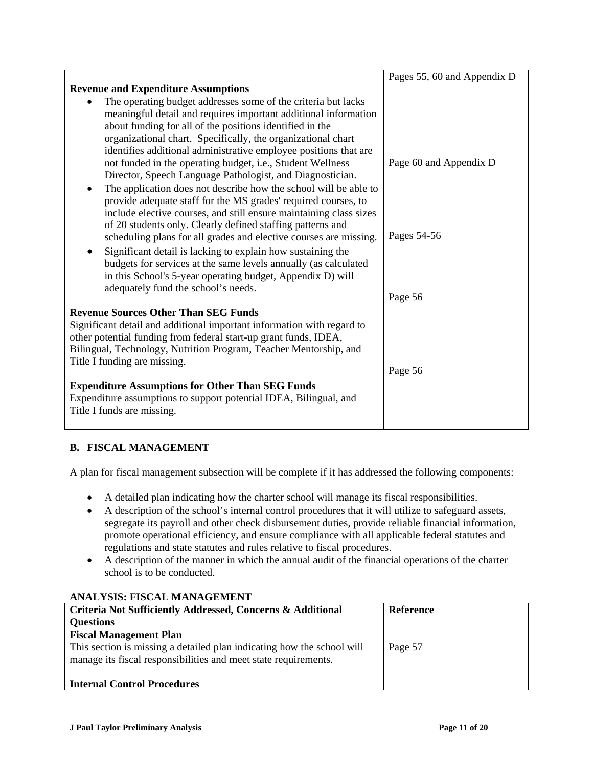| | |
|---|---|
| **Revenue and Expenditure Assumptions**<br>• The operating budget addresses some of the criteria but lacks meaningful detail and requires important additional information about funding for all of the positions identified in the organizational chart. Specifically, the organizational chart identifies additional administrative employee positions that are not funded in the operating budget, i.e., Student Wellness Director, Speech Language Pathologist, and Diagnostician.<br>• The application does not describe how the school will be able to provide adequate staff for the MS grades' required courses, to include elective courses, and still ensure maintaining class sizes of 20 students only. Clearly defined staffing patterns and scheduling plans for all grades and elective courses are missing.<br>• Significant detail is lacking to explain how sustaining the budgets for services at the same levels annually (as calculated in this School's 5-year operating budget, Appendix D) will adequately fund the school's needs. | Pages 55, 60 and Appendix D<br><br>Page 60 and Appendix D<br><br>Pages 54-56 |
| **Revenue Sources Other Than SEG Funds**<br>Significant detail and additional important information with regard to other potential funding from federal start-up grant funds, IDEA, Bilingual, Technology, Nutrition Program, Teacher Mentorship, and Title I funding are missing. | Page 56 |
| **Expenditure Assumptions for Other Than SEG Funds**<br>Expenditure assumptions to support potential IDEA, Bilingual, and Title I funds are missing. | Page 56 |

## B. FISCAL MANAGEMENT

A plan for fiscal management subsection will be complete if it has addressed the following components:

- A detailed plan indicating how the charter school will manage its fiscal responsibilities.
- A description of the school's internal control procedures that it will utilize to safeguard assets, segregate its payroll and other check disbursement duties, provide reliable financial information, promote operational efficiency, and ensure compliance with all applicable federal statutes and regulations and state statutes and rules relative to fiscal procedures.
- A description of the manner in which the annual audit of the financial operations of the charter school is to be conducted.

**ANALYSIS: FISCAL MANAGEMENT**

| Criteria Not Sufficiently Addressed, Concerns & Additional Questions | Reference |
|---|---|
| **Fiscal Management Plan**<br>This section is missing a detailed plan indicating how the school will manage its fiscal responsibilities and meet state requirements. | Page 57 |
| **Internal Control Procedures** | |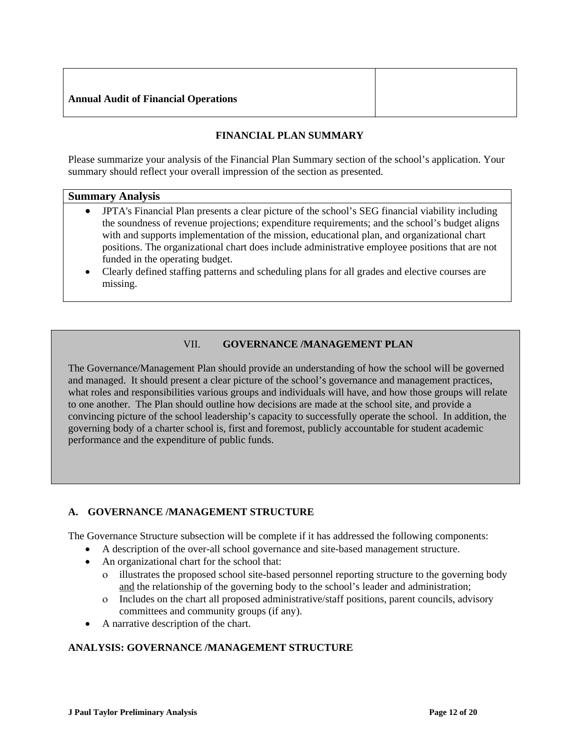| Annual Audit of Financial Operations | |
|---|---|

**FINANCIAL PLAN SUMMARY**

Please summarize your analysis of the Financial Plan Summary section of the school's application. Your summary should reflect your overall impression of the section as presented.

| Summary Analysis |
|---|
| • JPTA's Financial Plan presents a clear picture of the school's SEG financial viability including the soundness of revenue projections; expenditure requirements; and the school's budget aligns with and supports implementation of the mission, educational plan, and organizational chart positions. The organizational chart does include administrative employee positions that are not funded in the operating budget. <br> • Clearly defined staffing patterns and scheduling plans for all grades and elective courses are missing. |

## VII. GOVERNANCE /MANAGEMENT PLAN

The Governance/Management Plan should provide an understanding of how the school will be governed and managed. It should present a clear picture of the school's governance and management practices, what roles and responsibilities various groups and individuals will have, and how those groups will relate to one another. The Plan should outline how decisions are made at the school site, and provide a convincing picture of the school leadership's capacity to successfully operate the school. In addition, the governing body of a charter school is, first and foremost, publicly accountable for student academic performance and the expenditure of public funds.

### A. GOVERNANCE /MANAGEMENT STRUCTURE

The Governance Structure subsection will be complete if it has addressed the following components:

- A description of the over-all school governance and site-based management structure.
- An organizational chart for the school that:
  - illustrates the proposed school site-based personnel reporting structure to the governing body and the relationship of the governing body to the school's leader and administration;
  - Includes on the chart all proposed administrative/staff positions, parent councils, advisory committees and community groups (if any).
- A narrative description of the chart.

**ANALYSIS: GOVERNANCE /MANAGEMENT STRUCTURE**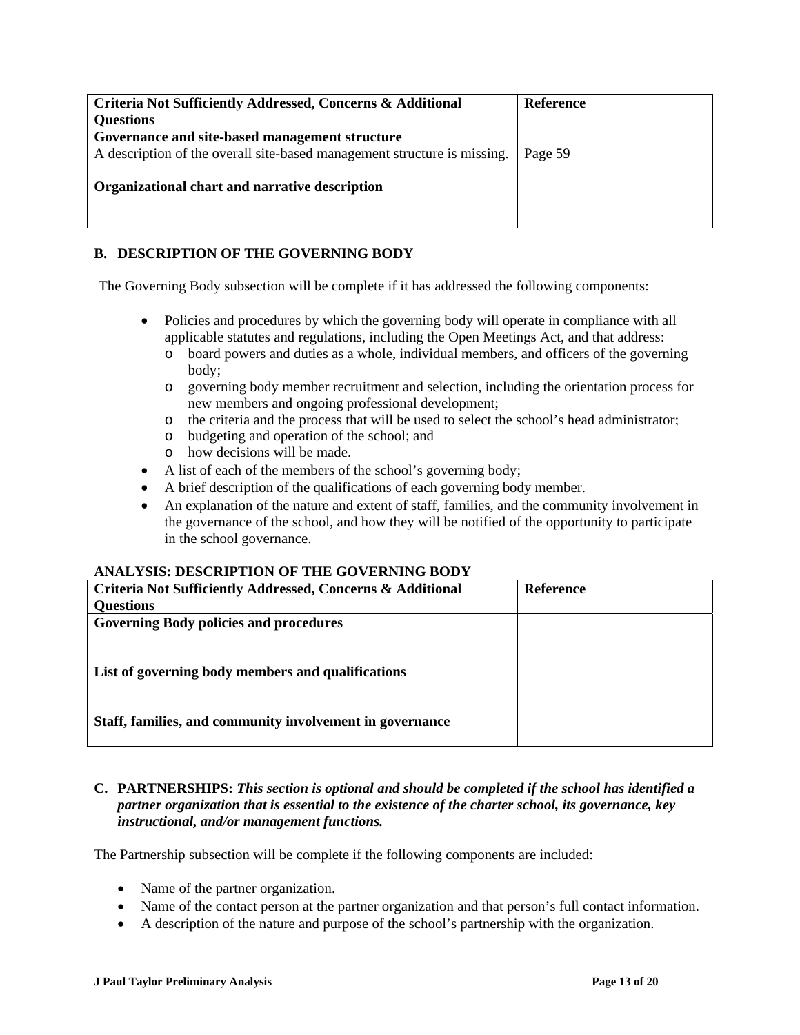| Criteria Not Sufficiently Addressed, Concerns & Additional Questions | Reference |
|---|---|
| **Governance and site-based management structure**<br>A description of the overall site-based management structure is missing.<br><br>**Organizational chart and narrative description** | Page 59 |

**B. DESCRIPTION OF THE GOVERNING BODY**

The Governing Body subsection will be complete if it has addressed the following components:

- Policies and procedures by which the governing body will operate in compliance with all applicable statutes and regulations, including the Open Meetings Act, and that address:
  - board powers and duties as a whole, individual members, and officers of the governing body;
  - governing body member recruitment and selection, including the orientation process for new members and ongoing professional development;
  - the criteria and the process that will be used to select the school's head administrator;
  - budgeting and operation of the school; and
  - how decisions will be made.
- A list of each of the members of the school's governing body;
- A brief description of the qualifications of each governing body member.
- An explanation of the nature and extent of staff, families, and the community involvement in the governance of the school, and how they will be notified of the opportunity to participate in the school governance.

**ANALYSIS: DESCRIPTION OF THE GOVERNING BODY**

| Criteria Not Sufficiently Addressed, Concerns & Additional Questions | Reference |
|---|---|
| **Governing Body policies and procedures**<br><br>**List of governing body members and qualifications**<br><br>**Staff, families, and community involvement in governance** | |

**C. PARTNERSHIPS:** ***This section is optional and should be completed if the school has identified a partner organization that is essential to the existence of the charter school, its governance, key instructional, and/or management functions.***

The Partnership subsection will be complete if the following components are included:

- Name of the partner organization.
- Name of the contact person at the partner organization and that person's full contact information.
- A description of the nature and purpose of the school's partnership with the organization.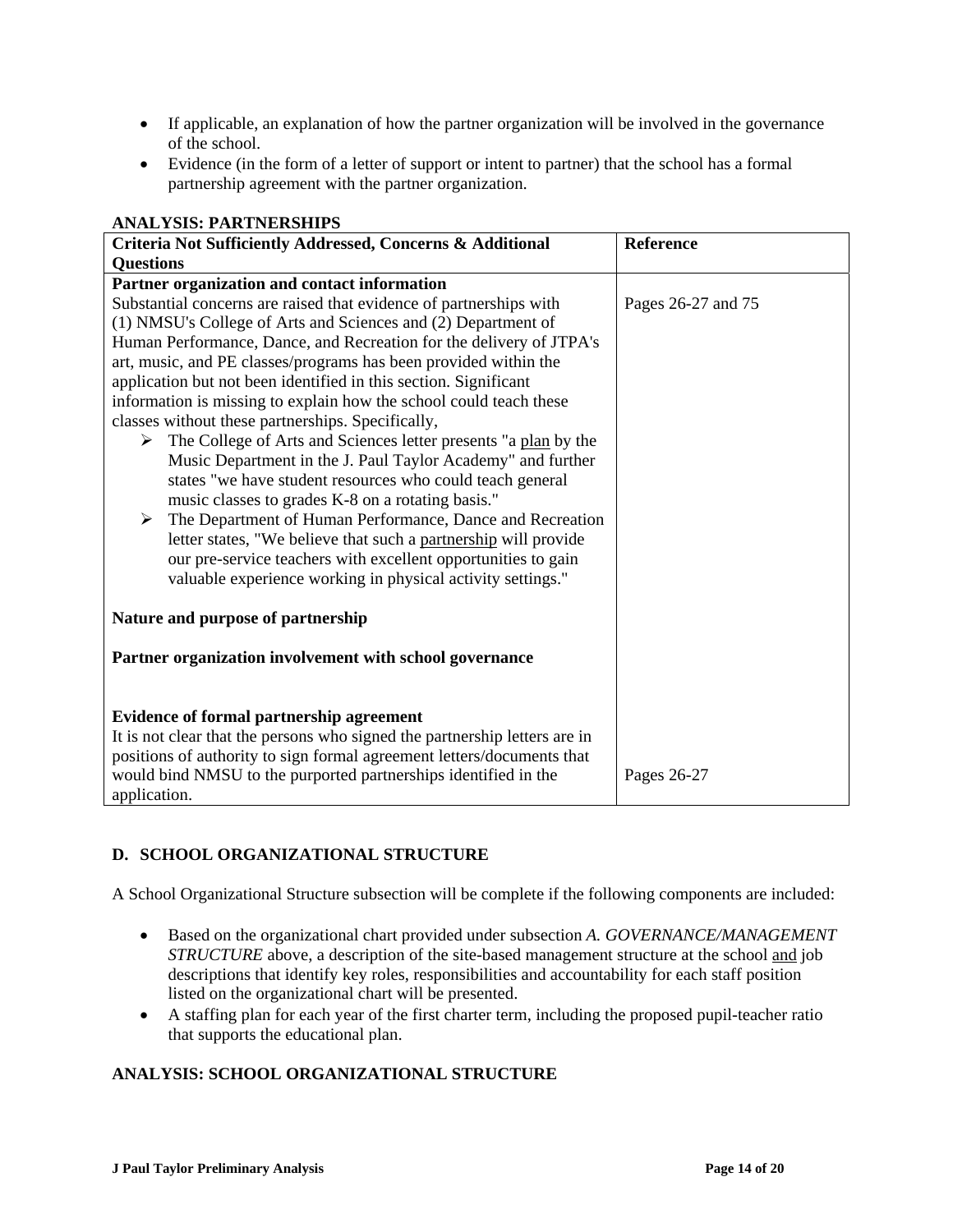- If applicable, an explanation of how the partner organization will be involved in the governance of the school.
- Evidence (in the form of a letter of support or intent to partner) that the school has a formal partnership agreement with the partner organization.

**ANALYSIS: PARTNERSHIPS**

| Criteria Not Sufficiently Addressed, Concerns & Additional Questions | Reference |
|---|---|
| **Partner organization and contact information**<br>Substantial concerns are raised that evidence of partnerships with (1) NMSU's College of Arts and Sciences and (2) Department of Human Performance, Dance, and Recreation for the delivery of JTPA's art, music, and PE classes/programs has been provided within the application but not been identified in this section. Significant information is missing to explain how the school could teach these classes without these partnerships. Specifically,<br>➢ The College of Arts and Sciences letter presents "a plan by the Music Department in the J. Paul Taylor Academy" and further states "we have student resources who could teach general music classes to grades K-8 on a rotating basis."<br>➢ The Department of Human Performance, Dance and Recreation letter states, "We believe that such a partnership will provide our pre-service teachers with excellent opportunities to gain valuable experience working in physical activity settings." | Pages 26-27 and 75 |
| **Nature and purpose of partnership** | |
| **Partner organization involvement with school governance** | |
| **Evidence of formal partnership agreement**<br>It is not clear that the persons who signed the partnership letters are in positions of authority to sign formal agreement letters/documents that would bind NMSU to the purported partnerships identified in the application. | Pages 26-27 |

## D. SCHOOL ORGANIZATIONAL STRUCTURE

A School Organizational Structure subsection will be complete if the following components are included:

- Based on the organizational chart provided under subsection *A. GOVERNANCE/MANAGEMENT STRUCTURE* above, a description of the site-based management structure at the school and job descriptions that identify key roles, responsibilities and accountability for each staff position listed on the organizational chart will be presented.
- A staffing plan for each year of the first charter term, including the proposed pupil-teacher ratio that supports the educational plan.

**ANALYSIS: SCHOOL ORGANIZATIONAL STRUCTURE**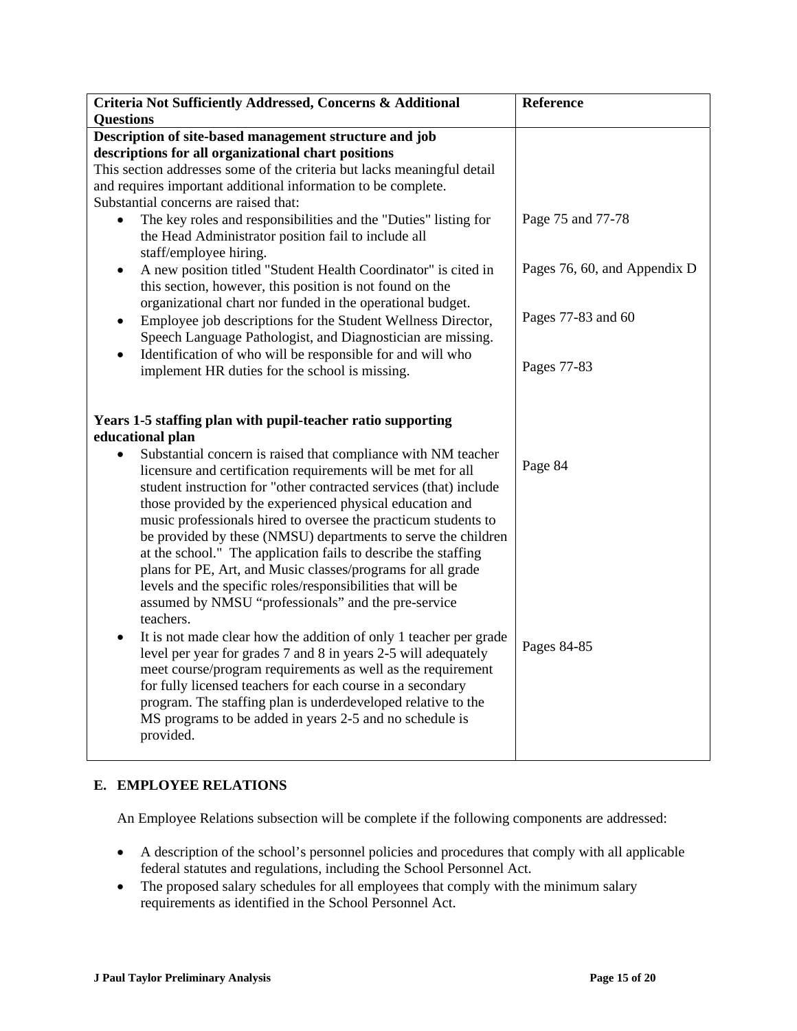| **Criteria Not Sufficiently Addressed, Concerns & Additional Questions** | **Reference** |
|---|---|
| **Description of site-based management structure and job descriptions for all organizational chart positions**<br>This section addresses some of the criteria but lacks meaningful detail and requires important additional information to be complete. Substantial concerns are raised that:<br>• The key roles and responsibilities and the "Duties" listing for the Head Administrator position fail to include all staff/employee hiring.<br>• A new position titled "Student Health Coordinator" is cited in this section, however, this position is not found on the organizational chart nor funded in the operational budget.<br>• Employee job descriptions for the Student Wellness Director, Speech Language Pathologist, and Diagnostician are missing.<br>• Identification of who will be responsible for and will who implement HR duties for the school is missing. | Page 75 and 77-78<br><br>Pages 76, 60, and Appendix D<br><br>Pages 77-83 and 60<br><br>Pages 77-83 |
| **Years 1-5 staffing plan with pupil-teacher ratio supporting educational plan**<br>• Substantial concern is raised that compliance with NM teacher licensure and certification requirements will be met for all student instruction for "other contracted services (that) include those provided by the experienced physical education and music professionals hired to oversee the practicum students to be provided by these (NMSU) departments to serve the children at the school." The application fails to describe the staffing plans for PE, Art, and Music classes/programs for all grade levels and the specific roles/responsibilities that will be assumed by NMSU "professionals" and the pre-service teachers.<br>• It is not made clear how the addition of only 1 teacher per grade level per year for grades 7 and 8 in years 2-5 will adequately meet course/program requirements as well as the requirement for fully licensed teachers for each course in a secondary program. The staffing plan is underdeveloped relative to the MS programs to be added in years 2-5 and no schedule is provided. | Page 84<br><br>Pages 84-85 |

## E. EMPLOYEE RELATIONS

An Employee Relations subsection will be complete if the following components are addressed:

- A description of the school's personnel policies and procedures that comply with all applicable federal statutes and regulations, including the School Personnel Act.
- The proposed salary schedules for all employees that comply with the minimum salary requirements as identified in the School Personnel Act.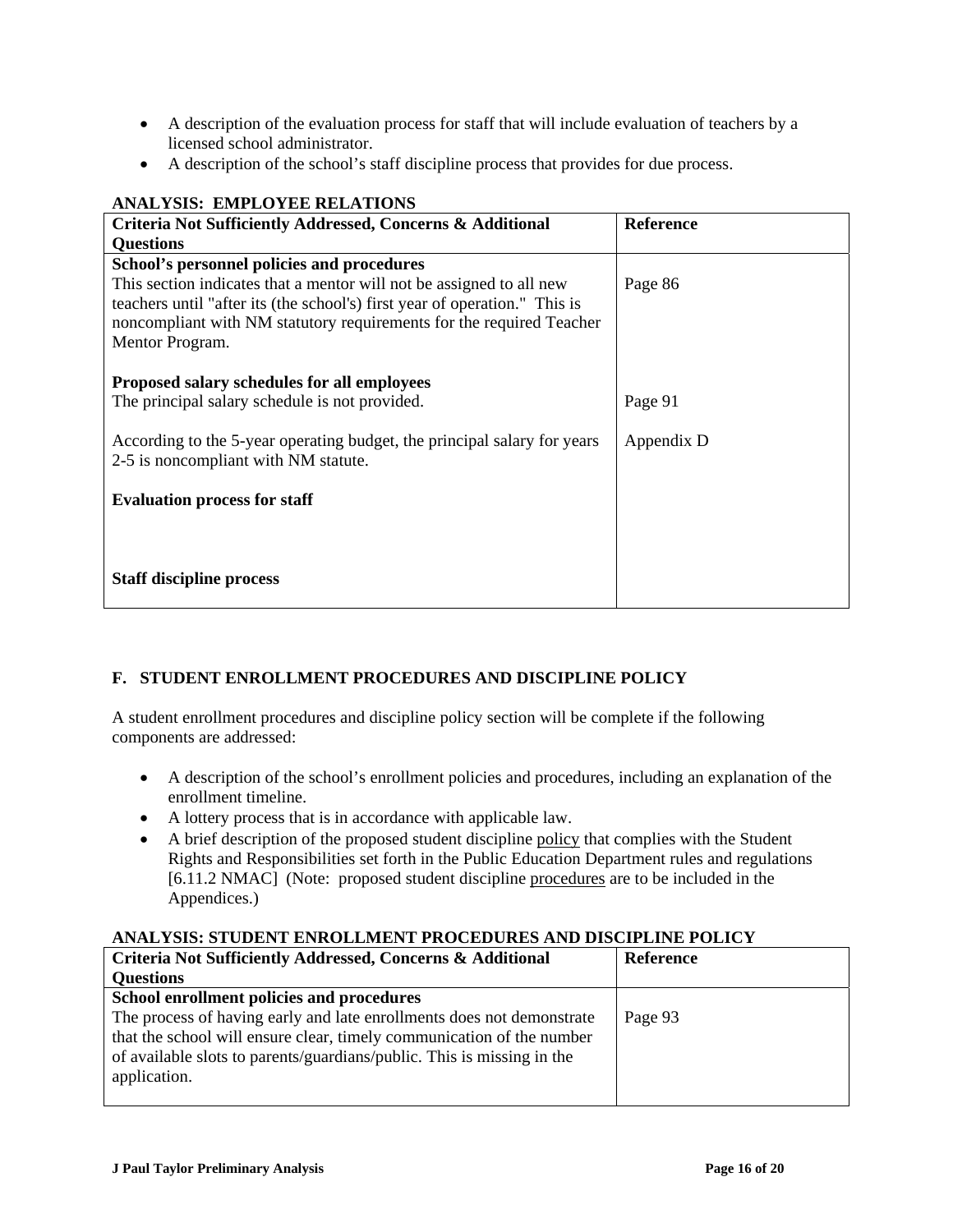- A description of the evaluation process for staff that will include evaluation of teachers by a licensed school administrator.
- A description of the school's staff discipline process that provides for due process.

**ANALYSIS: EMPLOYEE RELATIONS**

| Criteria Not Sufficiently Addressed, Concerns & Additional Questions | Reference |
|---|---|
| **School's personnel policies and procedures**<br>This section indicates that a mentor will not be assigned to all new teachers until "after its (the school's) first year of operation." This is noncompliant with NM statutory requirements for the required Teacher Mentor Program. | Page 86 |
| **Proposed salary schedules for all employees**<br>The principal salary schedule is not provided. | Page 91 |
| According to the 5-year operating budget, the principal salary for years 2-5 is noncompliant with NM statute. | Appendix D |
| **Evaluation process for staff** | |
| **Staff discipline process** | |

## F. STUDENT ENROLLMENT PROCEDURES AND DISCIPLINE POLICY

A student enrollment procedures and discipline policy section will be complete if the following components are addressed:

- A description of the school's enrollment policies and procedures, including an explanation of the enrollment timeline.
- A lottery process that is in accordance with applicable law.
- A brief description of the proposed student discipline policy that complies with the Student Rights and Responsibilities set forth in the Public Education Department rules and regulations [6.11.2 NMAC] (Note: proposed student discipline procedures are to be included in the Appendices.)

**ANALYSIS: STUDENT ENROLLMENT PROCEDURES AND DISCIPLINE POLICY**

| Criteria Not Sufficiently Addressed, Concerns & Additional Questions | Reference |
|---|---|
| **School enrollment policies and procedures**<br>The process of having early and late enrollments does not demonstrate that the school will ensure clear, timely communication of the number of available slots to parents/guardians/public. This is missing in the application. | Page 93 |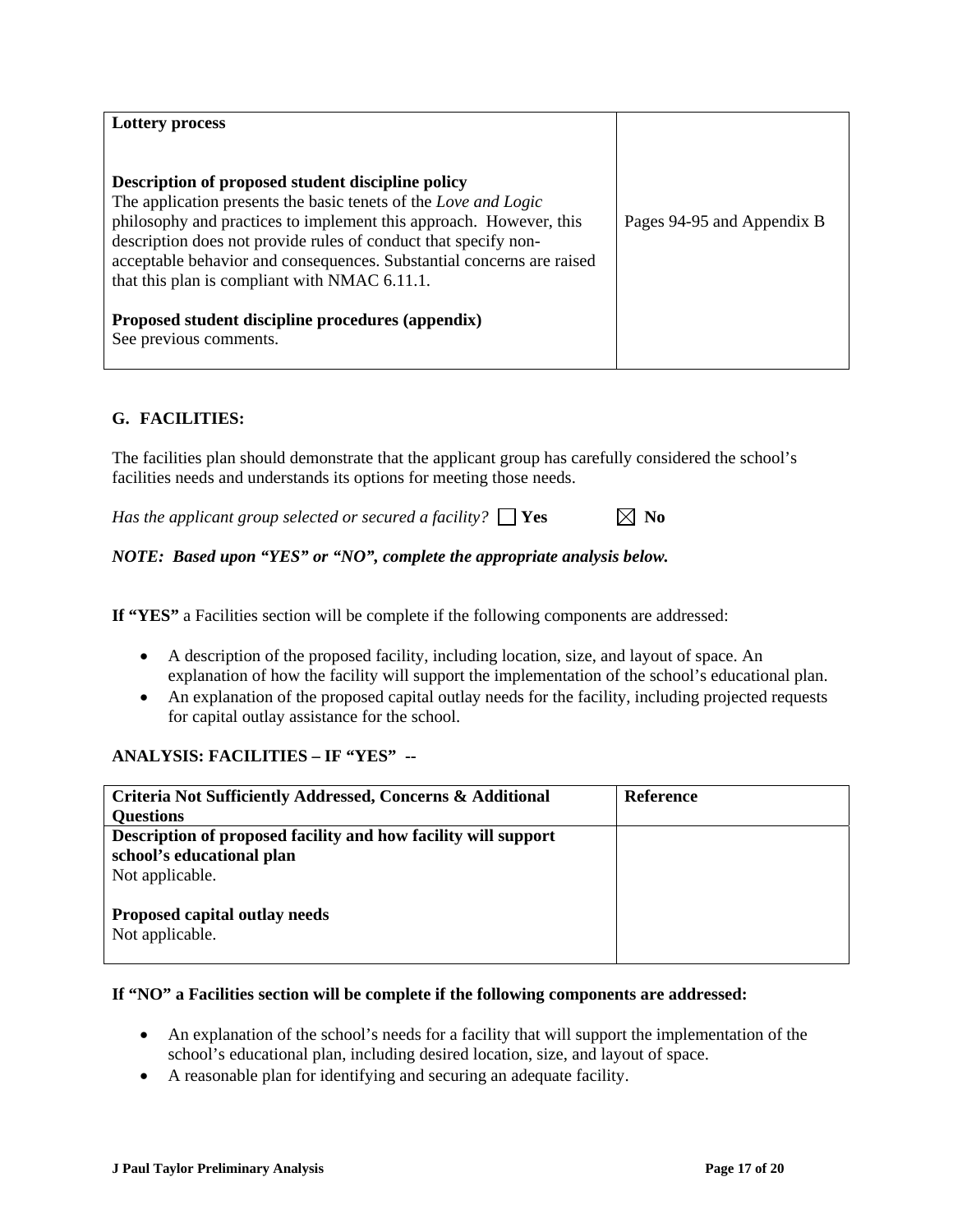| | |
|---|---|
| **Lottery process**<br><br>**Description of proposed student discipline policy**<br>The application presents the basic tenets of the *Love and Logic* philosophy and practices to implement this approach. However, this description does not provide rules of conduct that specify non-acceptable behavior and consequences. Substantial concerns are raised that this plan is compliant with NMAC 6.11.1.<br><br>**Proposed student discipline procedures (appendix)**<br>See previous comments. | Pages 94-95 and Appendix B |

## G. FACILITIES:

The facilities plan should demonstrate that the applicant group has carefully considered the school's facilities needs and understands its options for meeting those needs.

*Has the applicant group selected or secured a facility?* ☐ **Yes** ☒ **No**

***NOTE: Based upon "YES" or "NO", complete the appropriate analysis below.***

**If "YES"** a Facilities section will be complete if the following components are addressed:

- A description of the proposed facility, including location, size, and layout of space. An explanation of how the facility will support the implementation of the school's educational plan.
- An explanation of the proposed capital outlay needs for the facility, including projected requests for capital outlay assistance for the school.

**ANALYSIS: FACILITIES – IF "YES" --**

| Criteria Not Sufficiently Addressed, Concerns & Additional Questions | Reference |
|---|---|
| **Description of proposed facility and how facility will support school's educational plan**<br>Not applicable.<br><br>**Proposed capital outlay needs**<br>Not applicable. | |

**If "NO" a Facilities section will be complete if the following components are addressed:**

- An explanation of the school's needs for a facility that will support the implementation of the school's educational plan, including desired location, size, and layout of space.
- A reasonable plan for identifying and securing an adequate facility.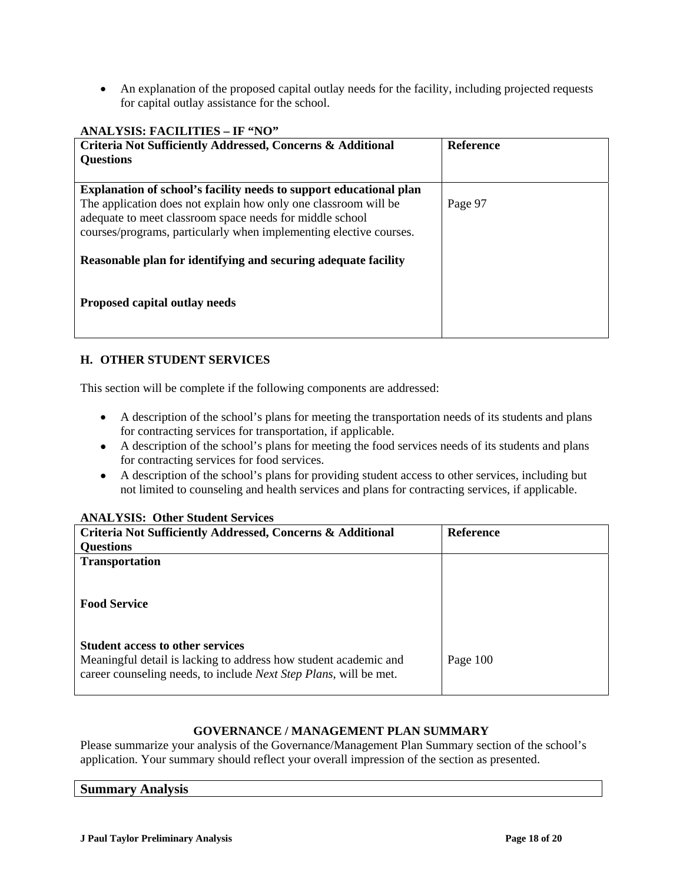- An explanation of the proposed capital outlay needs for the facility, including projected requests for capital outlay assistance for the school.

**ANALYSIS: FACILITIES – IF "NO"**

| Criteria Not Sufficiently Addressed, Concerns & Additional Questions | Reference |
|---|---|
| **Explanation of school's facility needs to support educational plan** The application does not explain how only one classroom will be adequate to meet classroom space needs for middle school courses/programs, particularly when implementing elective courses. | Page 97 |
| **Reasonable plan for identifying and securing adequate facility** | |
| **Proposed capital outlay needs** | |

### H. OTHER STUDENT SERVICES

This section will be complete if the following components are addressed:

- A description of the school's plans for meeting the transportation needs of its students and plans for contracting services for transportation, if applicable.
- A description of the school's plans for meeting the food services needs of its students and plans for contracting services for food services.
- A description of the school's plans for providing student access to other services, including but not limited to counseling and health services and plans for contracting services, if applicable.

**ANALYSIS: Other Student Services**

| Criteria Not Sufficiently Addressed, Concerns & Additional Questions | Reference |
|---|---|
| **Transportation** | |
| **Food Service** | |
| **Student access to other services** Meaningful detail is lacking to address how student academic and career counseling needs, to include *Next Step Plans*, will be met. | Page 100 |

### GOVERNANCE / MANAGEMENT PLAN SUMMARY

Please summarize your analysis of the Governance/Management Plan Summary section of the school's application. Your summary should reflect your overall impression of the section as presented.

| Summary Analysis |
|---|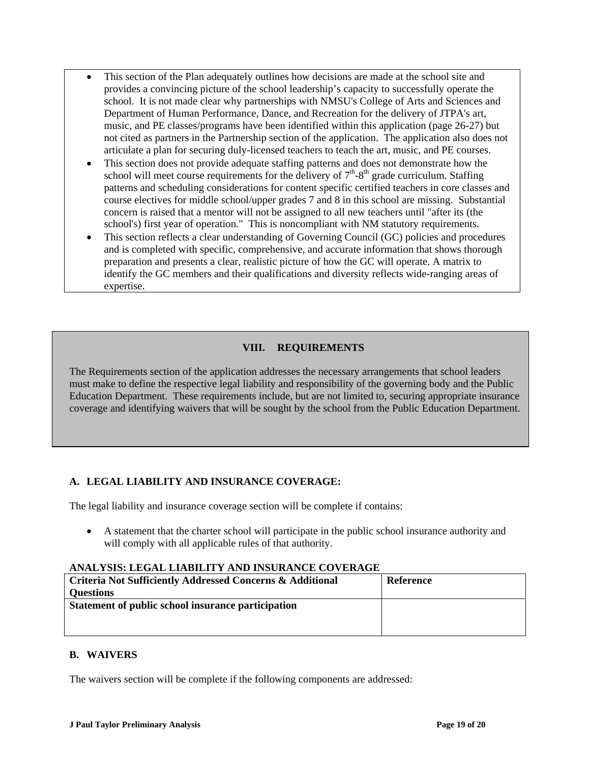- This section of the Plan adequately outlines how decisions are made at the school site and provides a convincing picture of the school leadership's capacity to successfully operate the school. It is not made clear why partnerships with NMSU's College of Arts and Sciences and Department of Human Performance, Dance, and Recreation for the delivery of JTPA's art, music, and PE classes/programs have been identified within this application (page 26-27) but not cited as partners in the Partnership section of the application. The application also does not articulate a plan for securing duly-licensed teachers to teach the art, music, and PE courses.
- This section does not provide adequate staffing patterns and does not demonstrate how the school will meet course requirements for the delivery of 7th-8th grade curriculum. Staffing patterns and scheduling considerations for content specific certified teachers in core classes and course electives for middle school/upper grades 7 and 8 in this school are missing. Substantial concern is raised that a mentor will not be assigned to all new teachers until "after its (the school's) first year of operation." This is noncompliant with NM statutory requirements.
- This section reflects a clear understanding of Governing Council (GC) policies and procedures and is completed with specific, comprehensive, and accurate information that shows thorough preparation and presents a clear, realistic picture of how the GC will operate. A matrix to identify the GC members and their qualifications and diversity reflects wide-ranging areas of expertise.

## VIII. REQUIREMENTS

The Requirements section of the application addresses the necessary arrangements that school leaders must make to define the respective legal liability and responsibility of the governing body and the Public Education Department. These requirements include, but are not limited to, securing appropriate insurance coverage and identifying waivers that will be sought by the school from the Public Education Department.

### A. LEGAL LIABILITY AND INSURANCE COVERAGE:

The legal liability and insurance coverage section will be complete if contains:

- A statement that the charter school will participate in the public school insurance authority and will comply with all applicable rules of that authority.

**ANALYSIS: LEGAL LIABILITY AND INSURANCE COVERAGE**

| Criteria Not Sufficiently Addressed Concerns & Additional Questions | Reference |
|---|---|
| **Statement of public school insurance participation** | |

### B. WAIVERS

The waivers section will be complete if the following components are addressed: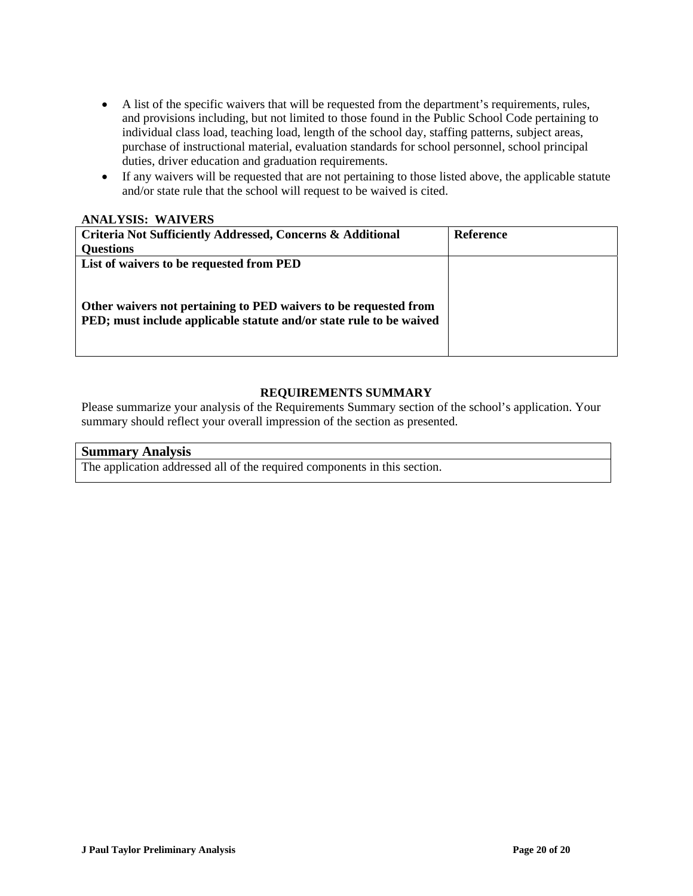- A list of the specific waivers that will be requested from the department's requirements, rules, and provisions including, but not limited to those found in the Public School Code pertaining to individual class load, teaching load, length of the school day, staffing patterns, subject areas, purchase of instructional material, evaluation standards for school personnel, school principal duties, driver education and graduation requirements.
- If any waivers will be requested that are not pertaining to those listed above, the applicable statute and/or state rule that the school will request to be waived is cited.

**ANALYSIS: WAIVERS**

| Criteria Not Sufficiently Addressed, Concerns & Additional Questions | Reference |
|---|---|
| **List of waivers to be requested from PED**<br><br>**Other waivers not pertaining to PED waivers to be requested from PED; must include applicable statute and/or state rule to be waived** | |

## REQUIREMENTS SUMMARY

Please summarize your analysis of the Requirements Summary section of the school's application. Your summary should reflect your overall impression of the section as presented.

| Summary Analysis |
|---|
| The application addressed all of the required components in this section. |